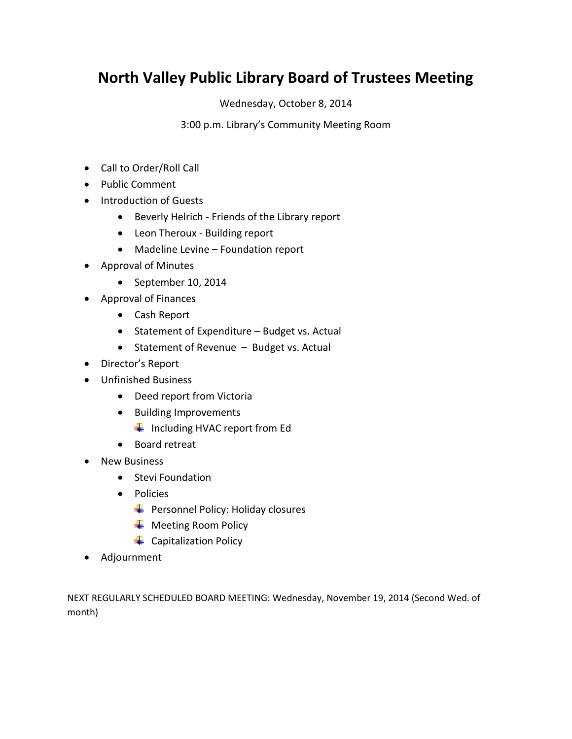# North Valley Public Library Board of Trustees Meeting

Wednesday, October 8, 2014

3:00 p.m. Library's Community Meeting Room

- Call to Order/Roll Call
- Public Comment
- Introduction of Guests
  - Beverly Helrich - Friends of the Library report
  - Leon Theroux - Building report
  - Madeline Levine – Foundation report
- Approval of Minutes
  - September 10, 2014
- Approval of Finances
  - Cash Report
  - Statement of Expenditure – Budget vs. Actual
  - Statement of Revenue – Budget vs. Actual
- Director's Report
- Unfinished Business
  - Deed report from Victoria
  - Building Improvements
    - Including HVAC report from Ed
  - Board retreat
- New Business
  - Stevi Foundation
  - Policies
    - Personnel Policy: Holiday closures
    - Meeting Room Policy
    - Capitalization Policy
- Adjournment

NEXT REGULARLY SCHEDULED BOARD MEETING: Wednesday, November 19, 2014 (Second Wed. of month)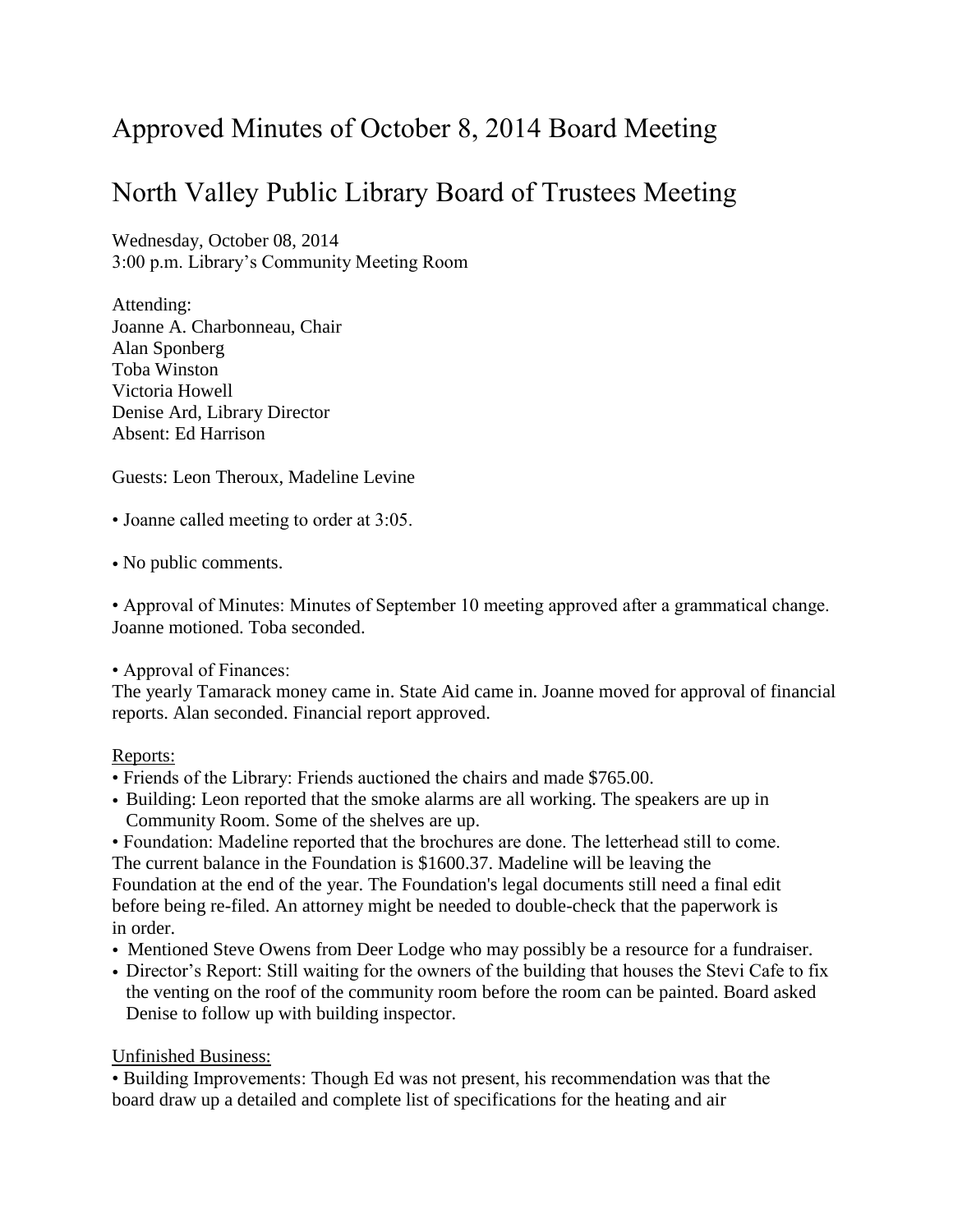# Approved Minutes of October 8, 2014 Board Meeting

# North Valley Public Library Board of Trustees Meeting

Wednesday, October 08, 2014
3:00 p.m. Library's Community Meeting Room

Attending:
Joanne A. Charbonneau, Chair
Alan Sponberg
Toba Winston
Victoria Howell
Denise Ard, Library Director
Absent: Ed Harrison

Guests: Leon Theroux, Madeline Levine

- Joanne called meeting to order at 3:05.

- No public comments.

- Approval of Minutes: Minutes of September 10 meeting approved after a grammatical change. Joanne motioned. Toba seconded.

- Approval of Finances:
The yearly Tamarack money came in. State Aid came in. Joanne moved for approval of financial reports. Alan seconded. Financial report approved.

<u>Reports:</u>

- Friends of the Library: Friends auctioned the chairs and made $765.00.
- Building: Leon reported that the smoke alarms are all working. The speakers are up in Community Room. Some of the shelves are up.
- Foundation: Madeline reported that the brochures are done. The letterhead still to come. The current balance in the Foundation is $1600.37. Madeline will be leaving the Foundation at the end of the year. The Foundation's legal documents still need a final edit before being re-filed. An attorney might be needed to double-check that the paperwork is in order.
- Mentioned Steve Owens from Deer Lodge who may possibly be a resource for a fundraiser.
- Director's Report: Still waiting for the owners of the building that houses the Stevi Cafe to fix the venting on the roof of the community room before the room can be painted. Board asked Denise to follow up with building inspector.

<u>Unfinished Business:</u>

- Building Improvements: Though Ed was not present, his recommendation was that the board draw up a detailed and complete list of specifications for the heating and air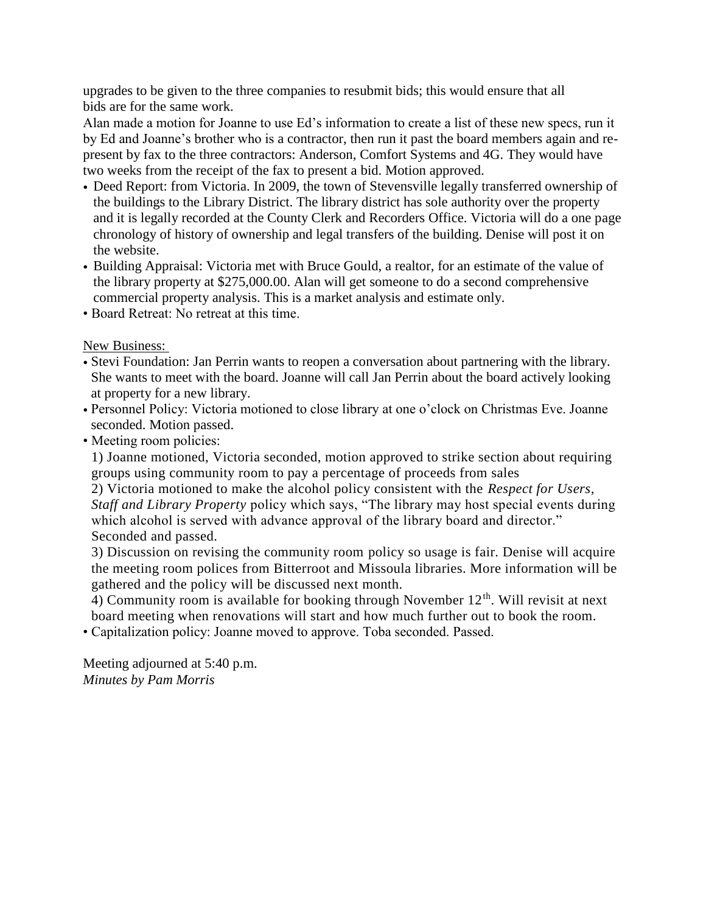upgrades to be given to the three companies to resubmit bids; this would ensure that all bids are for the same work.

Alan made a motion for Joanne to use Ed's information to create a list of these new specs, run it by Ed and Joanne's brother who is a contractor, then run it past the board members again and re-present by fax to the three contractors: Anderson, Comfort Systems and 4G. They would have two weeks from the receipt of the fax to present a bid. Motion approved.

- Deed Report: from Victoria. In 2009, the town of Stevensville legally transferred ownership of the buildings to the Library District. The library district has sole authority over the property and it is legally recorded at the County Clerk and Recorders Office. Victoria will do a one page chronology of history of ownership and legal transfers of the building. Denise will post it on the website.
- Building Appraisal: Victoria met with Bruce Gould, a realtor, for an estimate of the value of the library property at $275,000.00. Alan will get someone to do a second comprehensive commercial property analysis. This is a market analysis and estimate only.
- Board Retreat: No retreat at this time.

New Business:

- Stevi Foundation: Jan Perrin wants to reopen a conversation about partnering with the library. She wants to meet with the board. Joanne will call Jan Perrin about the board actively looking at property for a new library.
- Personnel Policy: Victoria motioned to close library at one o'clock on Christmas Eve. Joanne seconded. Motion passed.
- Meeting room policies:

  1) Joanne motioned, Victoria seconded, motion approved to strike section about requiring groups using community room to pay a percentage of proceeds from sales

  2) Victoria motioned to make the alcohol policy consistent with the *Respect for Users, Staff and Library Property* policy which says, "The library may host special events during which alcohol is served with advance approval of the library board and director." Seconded and passed.

  3) Discussion on revising the community room policy so usage is fair. Denise will acquire the meeting room polices from Bitterroot and Missoula libraries. More information will be gathered and the policy will be discussed next month.

  4) Community room is available for booking through November 12th. Will revisit at next board meeting when renovations will start and how much further out to book the room.
- Capitalization policy: Joanne moved to approve. Toba seconded. Passed.

Meeting adjourned at 5:40 p.m.

*Minutes by Pam Morris*